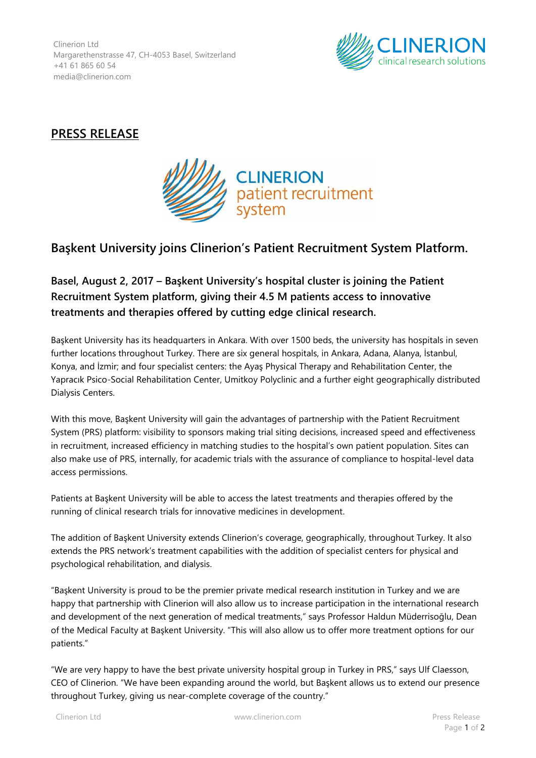Clinerion Ltd
Margarethenstrasse 47, CH-4053 Basel, Switzerland
+41 61 865 60 54
media@clinerion.com

## PRESS RELEASE

# Başkent University joins Clinerion's Patient Recruitment System Platform.

**Basel, August 2, 2017 – Başkent University's hospital cluster is joining the Patient Recruitment System platform, giving their 4.5 M patients access to innovative treatments and therapies offered by cutting edge clinical research.**

Başkent University has its headquarters in Ankara. With over 1500 beds, the university has hospitals in seven further locations throughout Turkey. There are six general hospitals, in Ankara, Adana, Alanya, İstanbul, Konya, and İzmir; and four specialist centers: the Ayaş Physical Therapy and Rehabilitation Center, the Yapracık Psico-Social Rehabilitation Center, Umitkoy Polyclinic and a further eight geographically distributed Dialysis Centers.

With this move, Başkent University will gain the advantages of partnership with the Patient Recruitment System (PRS) platform: visibility to sponsors making trial siting decisions, increased speed and effectiveness in recruitment, increased efficiency in matching studies to the hospital's own patient population. Sites can also make use of PRS, internally, for academic trials with the assurance of compliance to hospital-level data access permissions.

Patients at Başkent University will be able to access the latest treatments and therapies offered by the running of clinical research trials for innovative medicines in development.

The addition of Başkent University extends Clinerion's coverage, geographically, throughout Turkey. It also extends the PRS network's treatment capabilities with the addition of specialist centers for physical and psychological rehabilitation, and dialysis.

"Başkent University is proud to be the premier private medical research institution in Turkey and we are happy that partnership with Clinerion will also allow us to increase participation in the international research and development of the next generation of medical treatments," says Professor Haldun Müderrisoğlu, Dean of the Medical Faculty at Başkent University. "This will also allow us to offer more treatment options for our patients."

"We are very happy to have the best private university hospital group in Turkey in PRS," says Ulf Claesson, CEO of Clinerion. "We have been expanding around the world, but Başkent allows us to extend our presence throughout Turkey, giving us near-complete coverage of the country."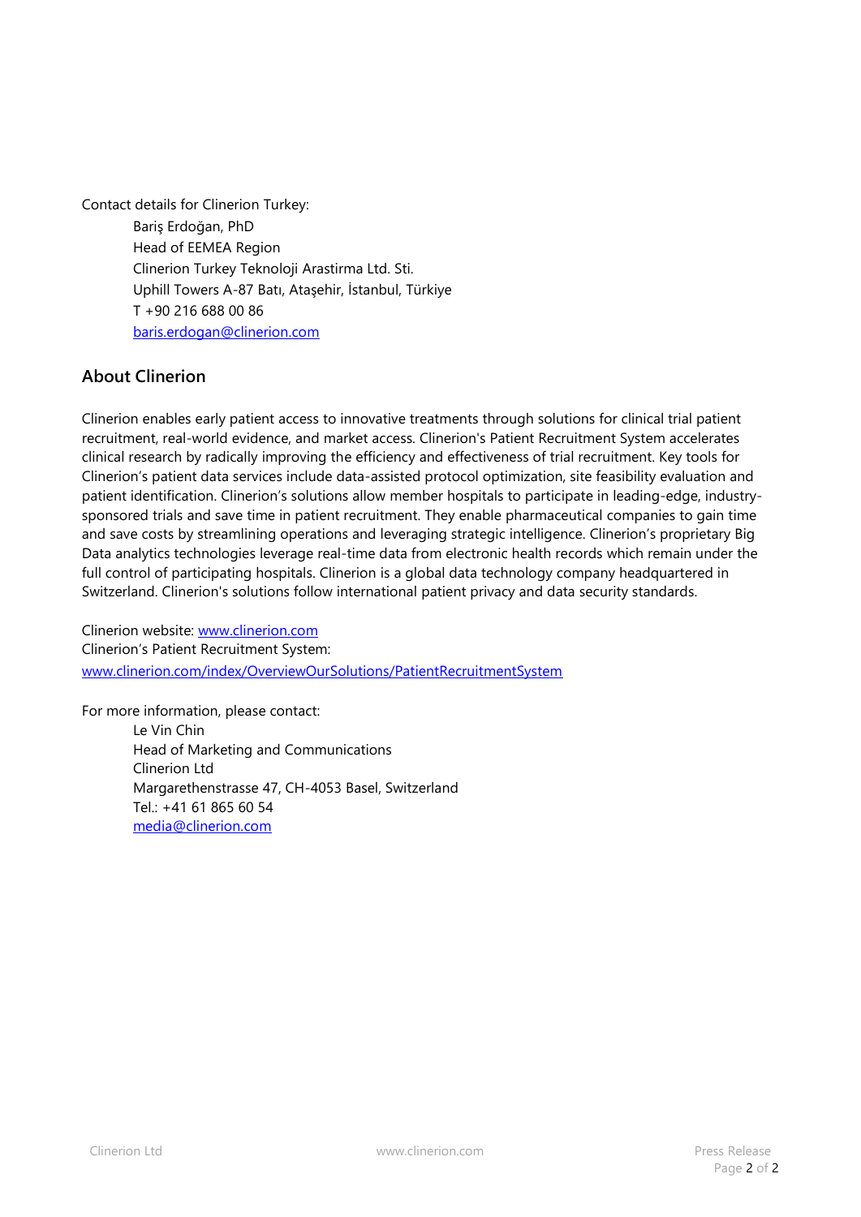Contact details for Clinerion Turkey:

Bariş Erdoğan, PhD
Head of EEMEA Region
Clinerion Turkey Teknoloji Arastirma Ltd. Sti.
Uphill Towers A-87 Batı, Ataşehir, İstanbul, Türkiye
T +90 216 688 00 86
baris.erdogan@clinerion.com

## About Clinerion

Clinerion enables early patient access to innovative treatments through solutions for clinical trial patient recruitment, real-world evidence, and market access. Clinerion's Patient Recruitment System accelerates clinical research by radically improving the efficiency and effectiveness of trial recruitment. Key tools for Clinerion's patient data services include data-assisted protocol optimization, site feasibility evaluation and patient identification. Clinerion's solutions allow member hospitals to participate in leading-edge, industry-sponsored trials and save time in patient recruitment. They enable pharmaceutical companies to gain time and save costs by streamlining operations and leveraging strategic intelligence. Clinerion's proprietary Big Data analytics technologies leverage real-time data from electronic health records which remain under the full control of participating hospitals. Clinerion is a global data technology company headquartered in Switzerland. Clinerion's solutions follow international patient privacy and data security standards.

Clinerion website: www.clinerion.com
Clinerion's Patient Recruitment System:
www.clinerion.com/index/OverviewOurSolutions/PatientRecruitmentSystem

For more information, please contact:

Le Vin Chin
Head of Marketing and Communications
Clinerion Ltd
Margarethenstrasse 47, CH-4053 Basel, Switzerland
Tel.: +41 61 865 60 54
media@clinerion.com